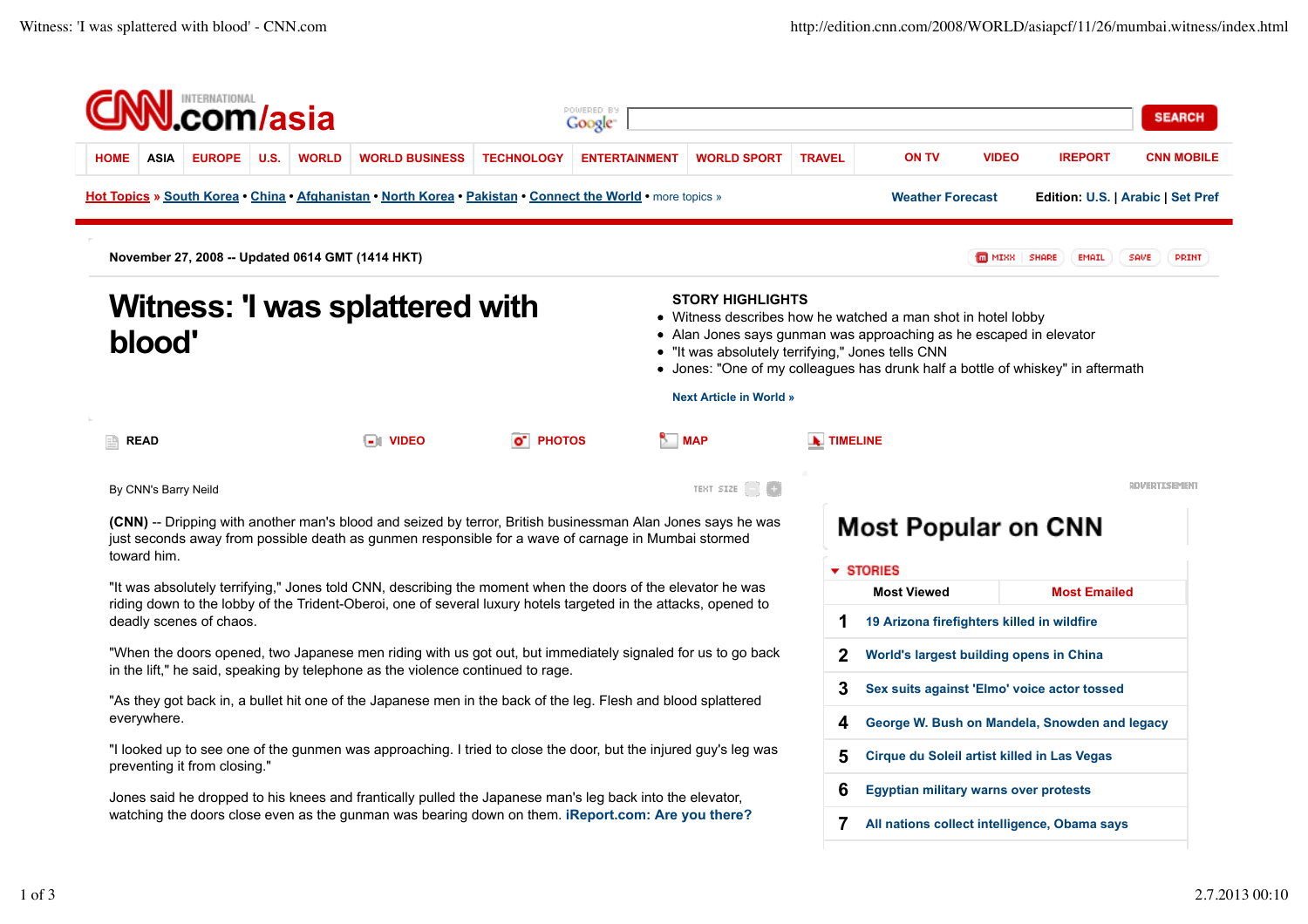November 27, 2008 -- Updated 0614 GMT (1414 HKT)

# Witness: 'I was splattered with blood'

**STORY HIGHLIGHTS**

- Witness describes how he watched a man shot in hotel lobby
- Alan Jones says gunman was approaching as he escaped in elevator
- "It was absolutely terrifying," Jones tells CNN
- Jones: "One of my colleagues has drunk half a bottle of whiskey" in aftermath

Next Article in World »

By CNN's Barry Neild

**(CNN)** -- Dripping with another man's blood and seized by terror, British businessman Alan Jones says he was just seconds away from possible death as gunmen responsible for a wave of carnage in Mumbai stormed toward him.

"It was absolutely terrifying," Jones told CNN, describing the moment when the doors of the elevator he was riding down to the lobby of the Trident-Oberoi, one of several luxury hotels targeted in the attacks, opened to deadly scenes of chaos.

"When the doors opened, two Japanese men riding with us got out, but immediately signaled for us to go back in the lift," he said, speaking by telephone as the violence continued to rage.

"As they got back in, a bullet hit one of the Japanese men in the back of the leg. Flesh and blood splattered everywhere.

"I looked up to see one of the gunmen was approaching. I tried to close the door, but the injured guy's leg was preventing it from closing."

Jones said he dropped to his knees and frantically pulled the Japanese man's leg back into the elevator, watching the doors close even as the gunman was bearing down on them. **iReport.com: Are you there?**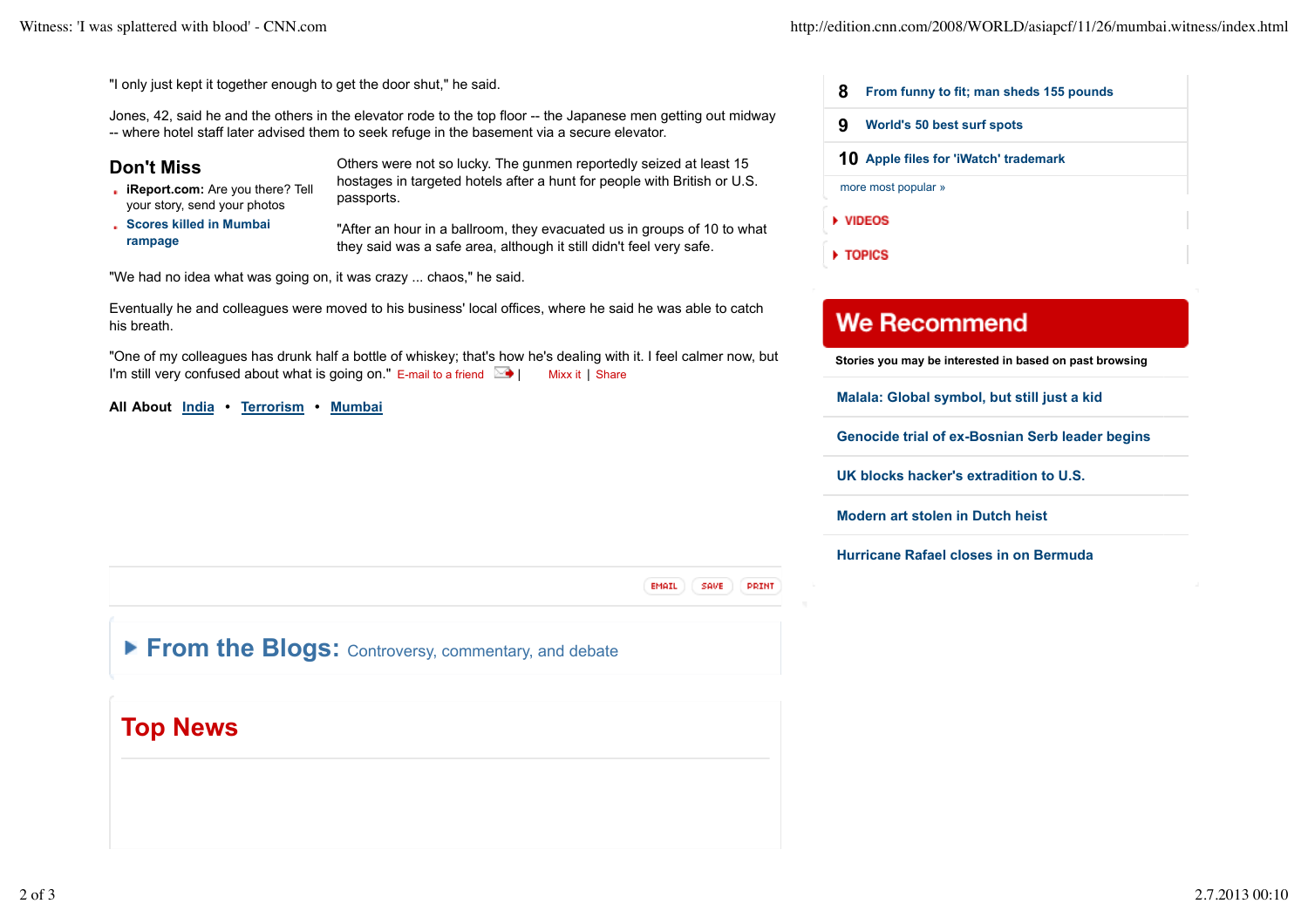"I only just kept it together enough to get the door shut," he said.

Jones, 42, said he and the others in the elevator rode to the top floor -- the Japanese men getting out midway -- where hotel staff later advised them to seek refuge in the basement via a secure elevator.

## Don't Miss

- **iReport.com:** Are you there? Tell your story, send your photos
- **Scores killed in Mumbai rampage**

Others were not so lucky. The gunmen reportedly seized at least 15 hostages in targeted hotels after a hunt for people with British or U.S. passports.

"After an hour in a ballroom, they evacuated us in groups of 10 to what they said was a safe area, although it still didn't feel very safe.

"We had no idea what was going on, it was crazy ... chaos," he said.

Eventually he and colleagues were moved to his business' local offices, where he said he was able to catch his breath.

"One of my colleagues has drunk half a bottle of whiskey; that's how he's dealing with it. I feel calmer now, but I'm still very confused about what is going on." E-mail to a friend | Mixx it | Share

**All About** India • Terrorism • Mumbai

EMAIL SAVE PRINT

**From the Blogs:** Controversy, commentary, and debate

## Top News

8 From funny to fit; man sheds 155 pounds

9 World's 50 best surf spots

10 Apple files for 'iWatch' trademark

more most popular »

VIDEOS

TOPICS

## We Recommend

**Stories you may be interested in based on past browsing**

- Malala: Global symbol, but still just a kid
- Genocide trial of ex-Bosnian Serb leader begins
- UK blocks hacker's extradition to U.S.
- Modern art stolen in Dutch heist
- Hurricane Rafael closes in on Bermuda